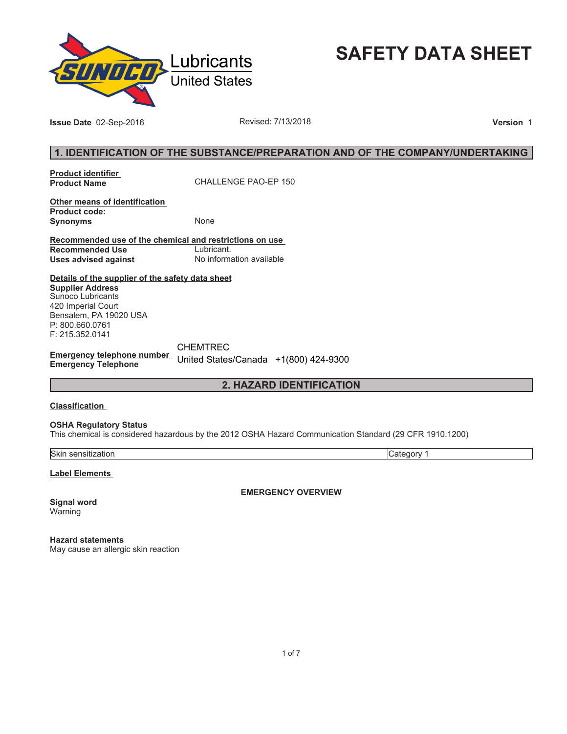Lubricants
United States

# SAFETY DATA SHEET

**Issue Date** 02-Sep-2016 Revised: 7/13/2018 **Version** 1

## 1. IDENTIFICATION OF THE SUBSTANCE/PREPARATION AND OF THE COMPANY/UNDERTAKING

**Product identifier**
**Product Name** CHALLENGE PAO-EP 150

**Other means of identification**
**Product code:**
**Synonyms** None

**Recommended use of the chemical and restrictions on use**
**Recommended Use** Lubricant.
**Uses advised against** No information available

**Details of the supplier of the safety data sheet**
**Supplier Address**
Sunoco Lubricants
420 Imperial Court
Bensalem, PA 19020 USA
P: 800.660.0761
F: 215.352.0141

**Emergency telephone number**
**Emergency Telephone** CHEMTREC
United States/Canada +1(800) 424-9300

## 2. HAZARD IDENTIFICATION

**Classification**

**OSHA Regulatory Status**
This chemical is considered hazardous by the 2012 OSHA Hazard Communication Standard (29 CFR 1910.1200)

| Skin sensitization | Category 1 |
|---|---|

**Label Elements**

**EMERGENCY OVERVIEW**

**Signal word**
Warning

**Hazard statements**
May cause an allergic skin reaction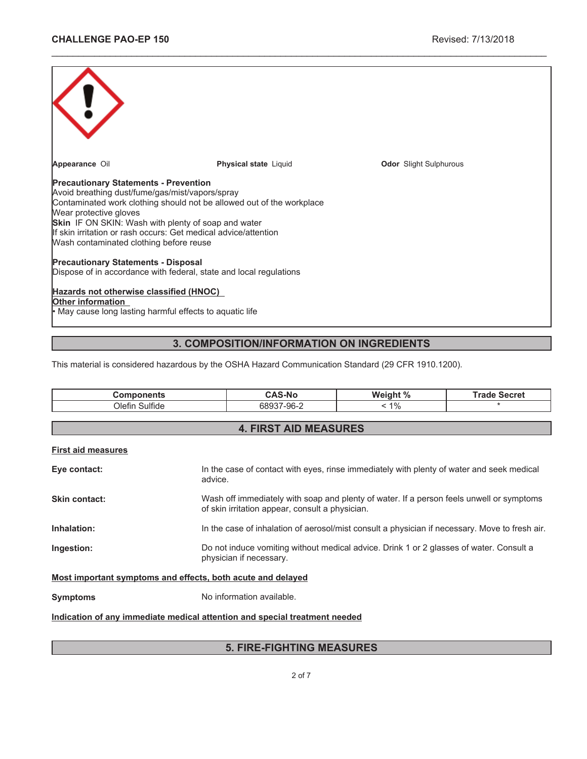**Appearance** Oil **Physical state** Liquid **Odor** Slight Sulphurous

**Precautionary Statements - Prevention**
Avoid breathing dust/fume/gas/mist/vapors/spray
Contaminated work clothing should not be allowed out of the workplace
Wear protective gloves
**Skin** IF ON SKIN: Wash with plenty of soap and water
If skin irritation or rash occurs: Get medical advice/attention
Wash contaminated clothing before reuse

**Precautionary Statements - Disposal**
Dispose of in accordance with federal, state and local regulations

**Hazards not otherwise classified (HNOC)**
**Other information**
• May cause long lasting harmful effects to aquatic life

## 3. COMPOSITION/INFORMATION ON INGREDIENTS

This material is considered hazardous by the OSHA Hazard Communication Standard (29 CFR 1910.1200).

| Components | CAS-No | Weight % | Trade Secret |
|---|---|---|---|
| Olefin Sulfide | 68937-96-2 | < 1% | * |

## 4. FIRST AID MEASURES

**First aid measures**

**Eye contact:** In the case of contact with eyes, rinse immediately with plenty of water and seek medical advice.

**Skin contact:** Wash off immediately with soap and plenty of water. If a person feels unwell or symptoms of skin irritation appear, consult a physician.

**Inhalation:** In the case of inhalation of aerosol/mist consult a physician if necessary. Move to fresh air.

**Ingestion:** Do not induce vomiting without medical advice. Drink 1 or 2 glasses of water. Consult a physician if necessary.

**Most important symptoms and effects, both acute and delayed**

**Symptoms** No information available.

**Indication of any immediate medical attention and special treatment needed**

## 5. FIRE-FIGHTING MEASURES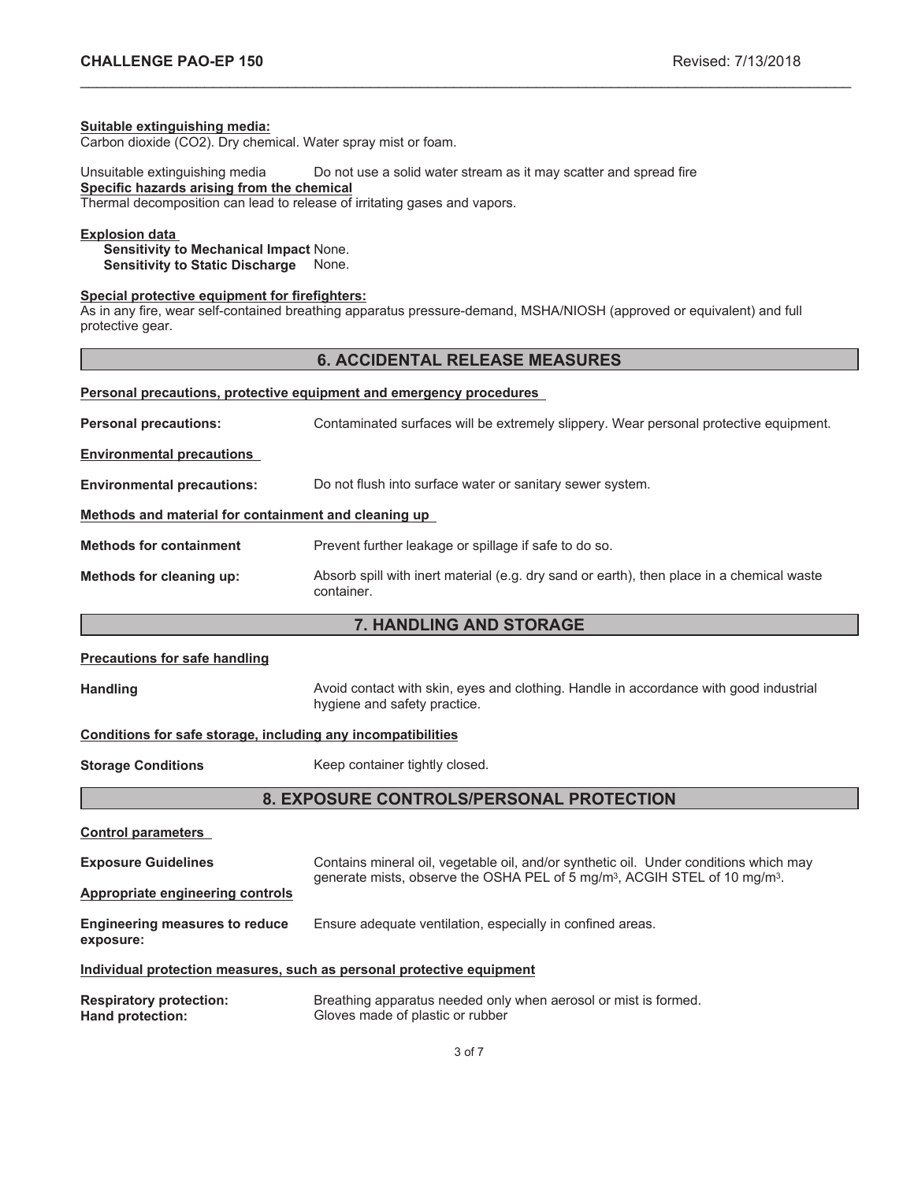**Suitable extinguishing media:**
Carbon dioxide ($CO_2$). Dry chemical. Water spray mist or foam.

Unsuitable extinguishing media — Do not use a solid water stream as it may scatter and spread fire

**Specific hazards arising from the chemical**
Thermal decomposition can lead to release of irritating gases and vapors.

**Explosion data**
**Sensitivity to Mechanical Impact** None.
**Sensitivity to Static Discharge** None.

**Special protective equipment for firefighters:**
As in any fire, wear self-contained breathing apparatus pressure-demand, MSHA/NIOSH (approved or equivalent) and full protective gear.

## 6. ACCIDENTAL RELEASE MEASURES

**Personal precautions, protective equipment and emergency procedures**

**Personal precautions:** Contaminated surfaces will be extremely slippery. Wear personal protective equipment.

**Environmental precautions**

**Environmental precautions:** Do not flush into surface water or sanitary sewer system.

**Methods and material for containment and cleaning up**

**Methods for containment** Prevent further leakage or spillage if safe to do so.

**Methods for cleaning up:** Absorb spill with inert material (e.g. dry sand or earth), then place in a chemical waste container.

## 7. HANDLING AND STORAGE

**Precautions for safe handling**

**Handling** Avoid contact with skin, eyes and clothing. Handle in accordance with good industrial hygiene and safety practice.

**Conditions for safe storage, including any incompatibilities**

**Storage Conditions** Keep container tightly closed.

## 8. EXPOSURE CONTROLS/PERSONAL PROTECTION

**Control parameters**

**Exposure Guidelines** Contains mineral oil, vegetable oil, and/or synthetic oil. Under conditions which may generate mists, observe the OSHA PEL of 5 mg/m$^3$, ACGIH STEL of 10 mg/m$^3$.

**Appropriate engineering controls**

**Engineering measures to reduce exposure:** Ensure adequate ventilation, especially in confined areas.

**Individual protection measures, such as personal protective equipment**

**Respiratory protection:** Breathing apparatus needed only when aerosol or mist is formed.
**Hand protection:** Gloves made of plastic or rubber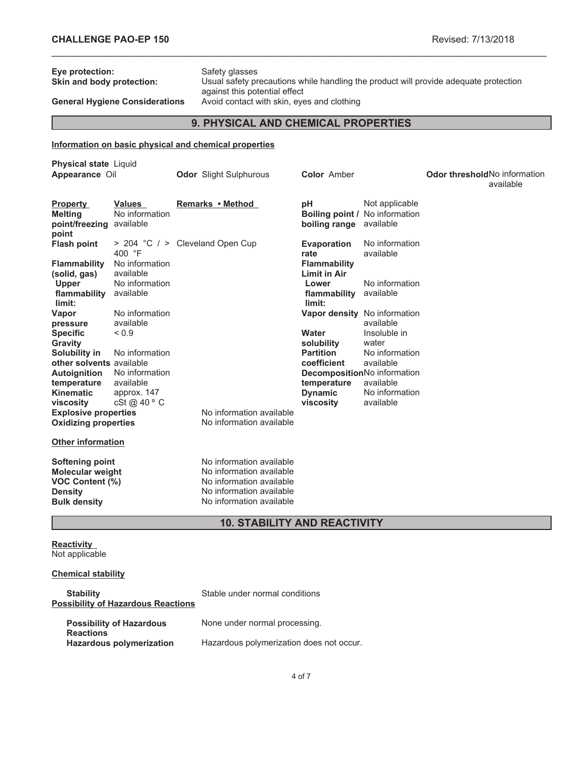**Eye protection:** Safety glasses

**Skin and body protection:** Usual safety precautions while handling the product will provide adequate protection against this potential effect

**General Hygiene Considerations** Avoid contact with skin, eyes and clothing

## 9. PHYSICAL AND CHEMICAL PROPERTIES

**Information on basic physical and chemical properties**

**Physical state** Liquid

**Appearance** Oil

**Odor** Slight Sulphurous

**Color** Amber

**Odor threshold** No information available

| Property | Values | Remarks • Method | | |
|---|---|---|---|---|
| **Melting point/freezing point** | No information available | | **pH** | Not applicable |
| | | | **Boiling point / boiling range** | No information available |
| **Flash point** | > 204 °C / > 400 °F | Cleveland Open Cup | **Evaporation rate** | No information available |
| **Flammability (solid, gas)** | No information available | | **Flammability Limit in Air** | |
| **Upper flammability limit:** | No information available | | **Lower flammability limit:** | No information available |
| **Vapor pressure** | No information available | | **Vapor density** | No information available |
| **Specific Gravity** | < 0.9 | | **Water solubility** | Insoluble in water |
| **Solubility in other solvents** | No information available | | **Partition coefficient** | No information available |
| **Autoignition temperature** | No information available | | **Decomposition temperature** | No information available |
| **Kinematic viscosity** | approx. 147 cSt @ 40 º C | | **Dynamic viscosity** | No information available |
| **Explosive properties** | | No information available | | |
| **Oxidizing properties** | | No information available | | |

**Other information**

| | |
|---|---|
| **Softening point** | No information available |
| **Molecular weight** | No information available |
| **VOC Content (%)** | No information available |
| **Density** | No information available |
| **Bulk density** | No information available |

## 10. STABILITY AND REACTIVITY

**Reactivity**

Not applicable

**Chemical stability**

**Stability** Stable under normal conditions

**Possibility of Hazardous Reactions**

**Possibility of Hazardous Reactions** None under normal processing.

**Hazardous polymerization** Hazardous polymerization does not occur.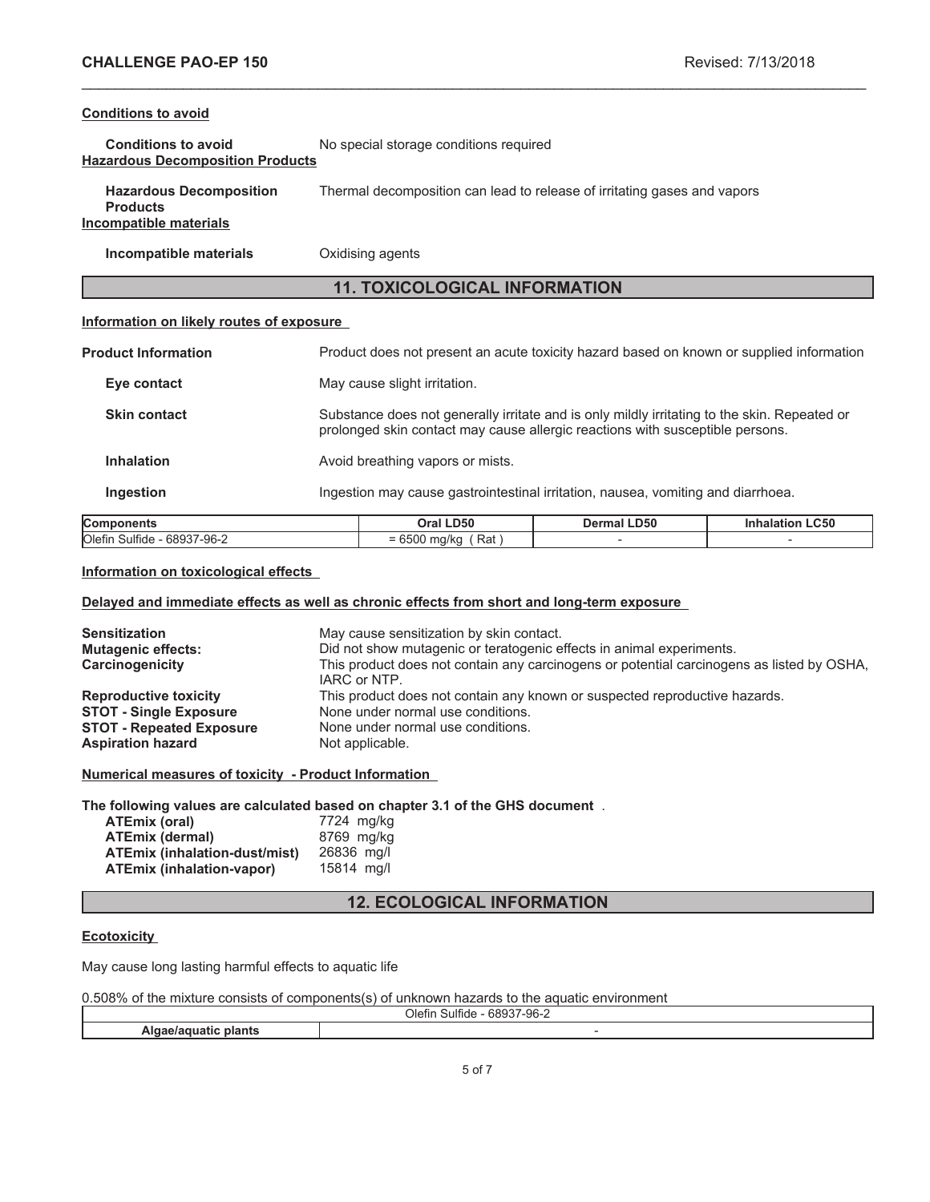#### Conditions to avoid

**Conditions to avoid** No special storage conditions required

#### Hazardous Decomposition Products

**Hazardous Decomposition Products** Thermal decomposition can lead to release of irritating gases and vapors

#### Incompatible materials

**Incompatible materials** Oxidising agents

## 11. TOXICOLOGICAL INFORMATION

#### Information on likely routes of exposure

**Product Information** Product does not present an acute toxicity hazard based on known or supplied information

**Eye contact** May cause slight irritation.

**Skin contact** Substance does not generally irritate and is only mildly irritating to the skin. Repeated or prolonged skin contact may cause allergic reactions with susceptible persons.

**Inhalation** Avoid breathing vapors or mists.

**Ingestion** Ingestion may cause gastrointestinal irritation, nausea, vomiting and diarrhoea.

| Components | Oral LD50 | Dermal LD50 | Inhalation LC50 |
|---|---|---|---|
| Olefin Sulfide - 68937-96-2 | = 6500 mg/kg ( Rat ) | - | - |

#### Information on toxicological effects

#### Delayed and immediate effects as well as chronic effects from short and long-term exposure

**Sensitization** May cause sensitization by skin contact.
**Mutagenic effects:** Did not show mutagenic or teratogenic effects in animal experiments.
**Carcinogenicity** This product does not contain any carcinogens or potential carcinogens as listed by OSHA, IARC or NTP.
**Reproductive toxicity** This product does not contain any known or suspected reproductive hazards.
**STOT - Single Exposure** None under normal use conditions.
**STOT - Repeated Exposure** None under normal use conditions.
**Aspiration hazard** Not applicable.

#### Numerical measures of toxicity - Product Information

**The following values are calculated based on chapter 3.1 of the GHS document** .

**ATEmix (oral)** 7724 mg/kg
**ATEmix (dermal)** 8769 mg/kg
**ATEmix (inhalation-dust/mist)** 26836 mg/l
**ATEmix (inhalation-vapor)** 15814 mg/l

## 12. ECOLOGICAL INFORMATION

#### Ecotoxicity

May cause long lasting harmful effects to aquatic life

0.508% of the mixture consists of components(s) of unknown hazards to the aquatic environment

| | Olefin Sulfide - 68937-96-2 |
|---|---|
| **Algae/aquatic plants** | - |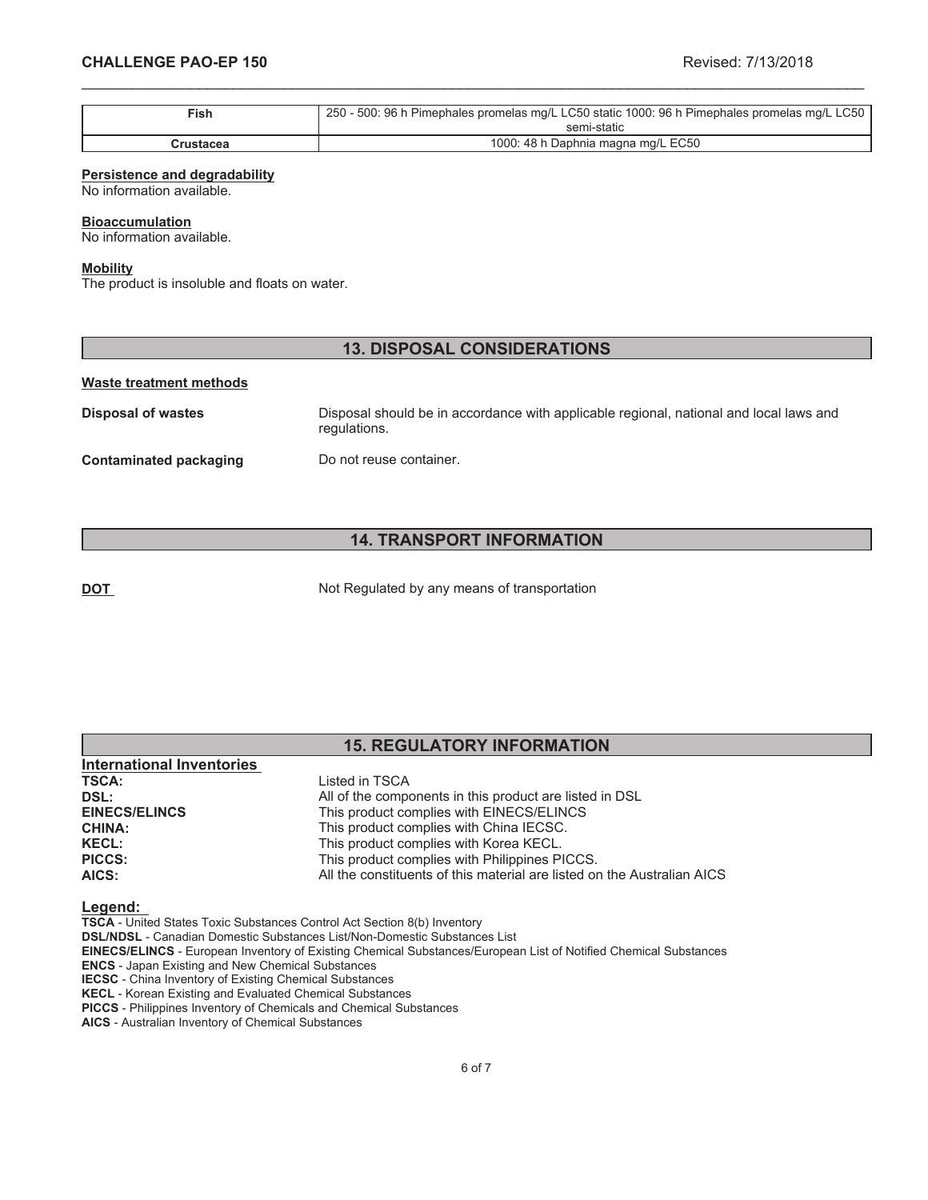| Fish | 250 - 500: 96 h Pimephales promelas mg/L LC50 static 1000: 96 h Pimephales promelas mg/L LC50 semi-static |
|---|---|
| Crustacea | 1000: 48 h Daphnia magna mg/L EC50 |

**Persistence and degradability**

No information available.

**Bioaccumulation**

No information available.

**Mobility**

The product is insoluble and floats on water.

## 13. DISPOSAL CONSIDERATIONS

**Waste treatment methods**

**Disposal of wastes** Disposal should be in accordance with applicable regional, national and local laws and regulations.

**Contaminated packaging** Do not reuse container.

## 14. TRANSPORT INFORMATION

**DOT** Not Regulated by any means of transportation

## 15. REGULATORY INFORMATION

**International Inventories**

| | |
|---|---|
| **TSCA:** | Listed in TSCA |
| **DSL:** | All of the components in this product are listed in DSL |
| **EINECS/ELINCS** | This product complies with EINECS/ELINCS |
| **CHINA:** | This product complies with China IECSC. |
| **KECL:** | This product complies with Korea KECL. |
| **PICCS:** | This product complies with Philippines PICCS. |
| **AICS:** | All the constituents of this material are listed on the Australian AICS |

**Legend:**

**TSCA** - United States Toxic Substances Control Act Section 8(b) Inventory
**DSL/NDSL** - Canadian Domestic Substances List/Non-Domestic Substances List
**EINECS/ELINCS** - European Inventory of Existing Chemical Substances/European List of Notified Chemical Substances
**ENCS** - Japan Existing and New Chemical Substances
**IECSC** - China Inventory of Existing Chemical Substances
**KECL** - Korean Existing and Evaluated Chemical Substances
**PICCS** - Philippines Inventory of Chemicals and Chemical Substances
**AICS** - Australian Inventory of Chemical Substances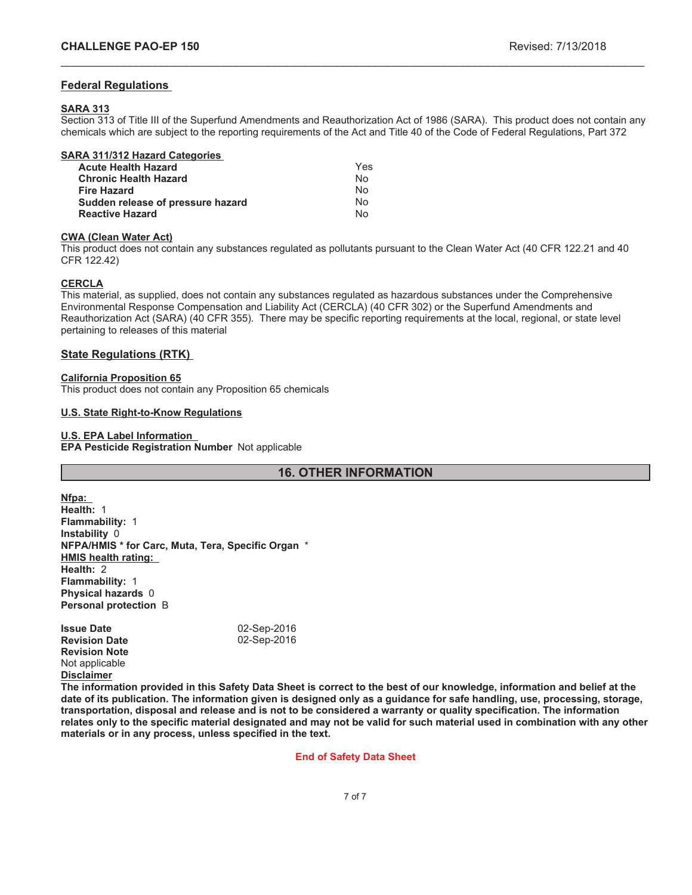## Federal Regulations

### SARA 313

Section 313 of Title III of the Superfund Amendments and Reauthorization Act of 1986 (SARA). This product does not contain any chemicals which are subject to the reporting requirements of the Act and Title 40 of the Code of Federal Regulations, Part 372

### SARA 311/312 Hazard Categories

| | |
|---|---|
| **Acute Health Hazard** | Yes |
| **Chronic Health Hazard** | No |
| **Fire Hazard** | No |
| **Sudden release of pressure hazard** | No |
| **Reactive Hazard** | No |

### CWA (Clean Water Act)

This product does not contain any substances regulated as pollutants pursuant to the Clean Water Act (40 CFR 122.21 and 40 CFR 122.42)

### CERCLA

This material, as supplied, does not contain any substances regulated as hazardous substances under the Comprehensive Environmental Response Compensation and Liability Act (CERCLA) (40 CFR 302) or the Superfund Amendments and Reauthorization Act (SARA) (40 CFR 355). There may be specific reporting requirements at the local, regional, or state level pertaining to releases of this material

## State Regulations (RTK)

### California Proposition 65

This product does not contain any Proposition 65 chemicals

### U.S. State Right-to-Know Regulations

### U.S. EPA Label Information

**EPA Pesticide Registration Number** Not applicable

## 16. OTHER INFORMATION

**Nfpa:**

**Health:** 1
**Flammability:** 1
**Instability** 0
**NFPA/HMIS * for Carc, Muta, Tera, Specific Organ** *

**HMIS health rating:**

**Health:** 2
**Flammability:** 1
**Physical hazards** 0
**Personal protection** B

| | |
|---|---|
| **Issue Date** | 02-Sep-2016 |
| **Revision Date** | 02-Sep-2016 |

**Revision Note**
Not applicable

**Disclaimer**

**The information provided in this Safety Data Sheet is correct to the best of our knowledge, information and belief at the date of its publication. The information given is designed only as a guidance for safe handling, use, processing, storage, transportation, disposal and release and is not to be considered a warranty or quality specification. The information relates only to the specific material designated and may not be valid for such material used in combination with any other materials or in any process, unless specified in the text.**

**End of Safety Data Sheet**